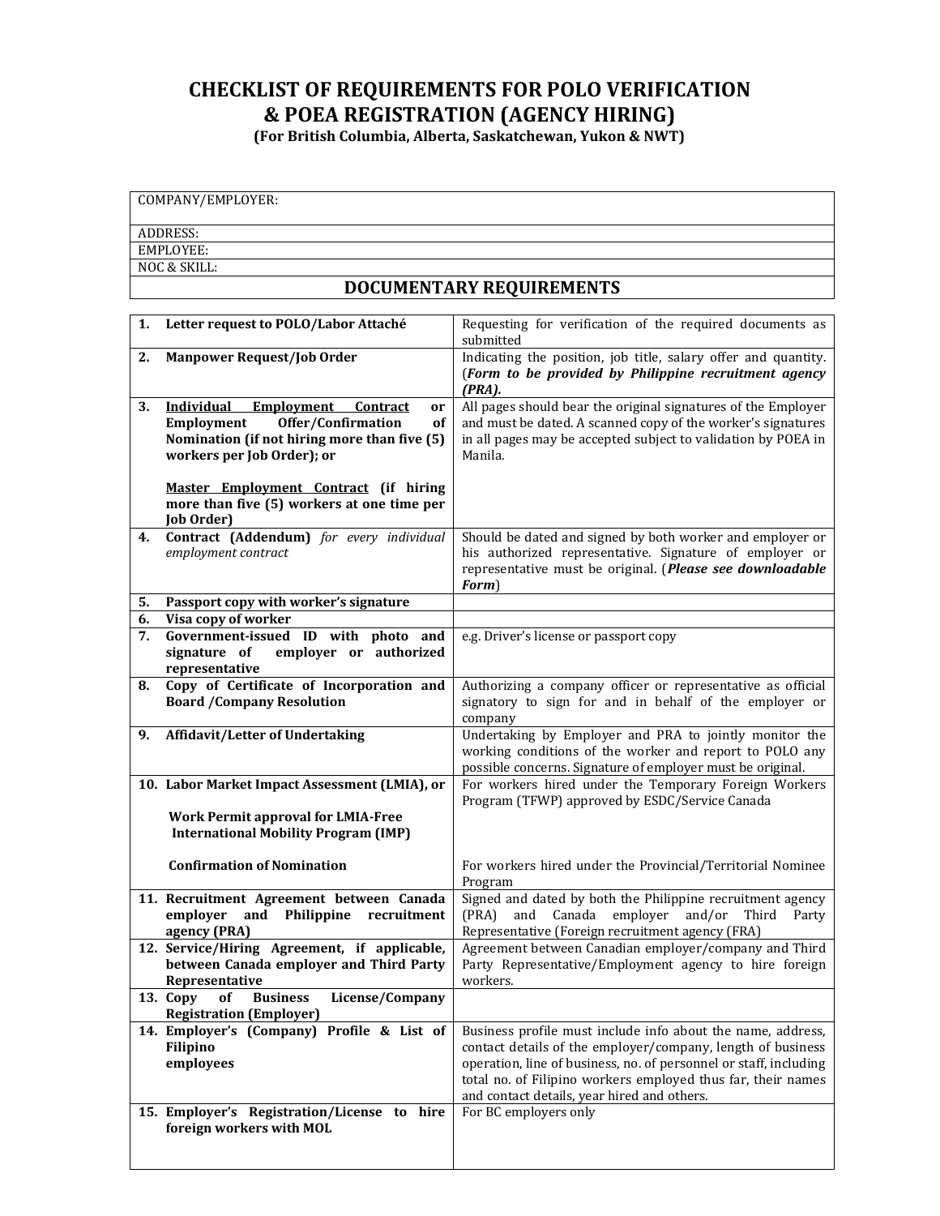# CHECKLIST OF REQUIREMENTS FOR POLO VERIFICATION & POEA REGISTRATION (AGENCY HIRING)

**(For British Columbia, Alberta, Saskatchewan, Yukon & NWT)**

| COMPANY/EMPLOYER: |
|---|
| ADDRESS: |
| EMPLOYEE: |
| NOC & SKILL: |

## DOCUMENTARY REQUIREMENTS

| | Requirement | Remarks |
|---|---|---|
| 1. | **Letter request to POLO/Labor Attaché** | Requesting for verification of the required documents as submitted |
| 2. | **Manpower Request/Job Order** | Indicating the position, job title, salary offer and quantity. (***Form to be provided by Philippine recruitment agency (PRA).*** |
| 3. | **Individual Employment Contract or Employment Offer/Confirmation of Nomination (if not hiring more than five (5) workers per Job Order); or**<br><br>**Master Employment Contract (if hiring more than five (5) workers at one time per Job Order)** | All pages should bear the original signatures of the Employer and must be dated. A scanned copy of the worker's signatures in all pages may be accepted subject to validation by POEA in Manila. |
| 4. | **Contract (Addendum)** *for every individual employment contract* | Should be dated and signed by both worker and employer or his authorized representative. Signature of employer or representative must be original. (***Please see downloadable Form***) |
| 5. | **Passport copy with worker's signature** | |
| 6. | **Visa copy of worker** | |
| 7. | **Government-issued ID with photo and signature of employer or authorized representative** | e.g. Driver's license or passport copy |
| 8. | **Copy of Certificate of Incorporation and Board /Company Resolution** | Authorizing a company officer or representative as official signatory to sign for and in behalf of the employer or company |
| 9. | **Affidavit/Letter of Undertaking** | Undertaking by Employer and PRA to jointly monitor the working conditions of the worker and report to POLO any possible concerns. Signature of employer must be original. |
| 10. | **Labor Market Impact Assessment (LMIA), or**<br><br>**Work Permit approval for LMIA-Free International Mobility Program (IMP)**<br><br>**Confirmation of Nomination** | For workers hired under the Temporary Foreign Workers Program (TFWP) approved by ESDC/Service Canada<br><br>For workers hired under the Provincial/Territorial Nominee Program |
| 11. | **Recruitment Agreement between Canada employer and Philippine recruitment agency (PRA)** | Signed and dated by both the Philippine recruitment agency (PRA) and Canada employer and/or Third Party Representative (Foreign recruitment agency (FRA) |
| 12. | **Service/Hiring Agreement, if applicable, between Canada employer and Third Party Representative** | Agreement between Canadian employer/company and Third Party Representative/Employment agency to hire foreign workers. |
| 13. | **Copy of Business License/Company Registration (Employer)** | |
| 14. | **Employer's (Company) Profile & List of Filipino employees** | Business profile must include info about the name, address, contact details of the employer/company, length of business operation, line of business, no. of personnel or staff, including total no. of Filipino workers employed thus far, their names and contact details, year hired and others. |
| 15. | **Employer's Registration/License to hire foreign workers with MOL** | For BC employers only |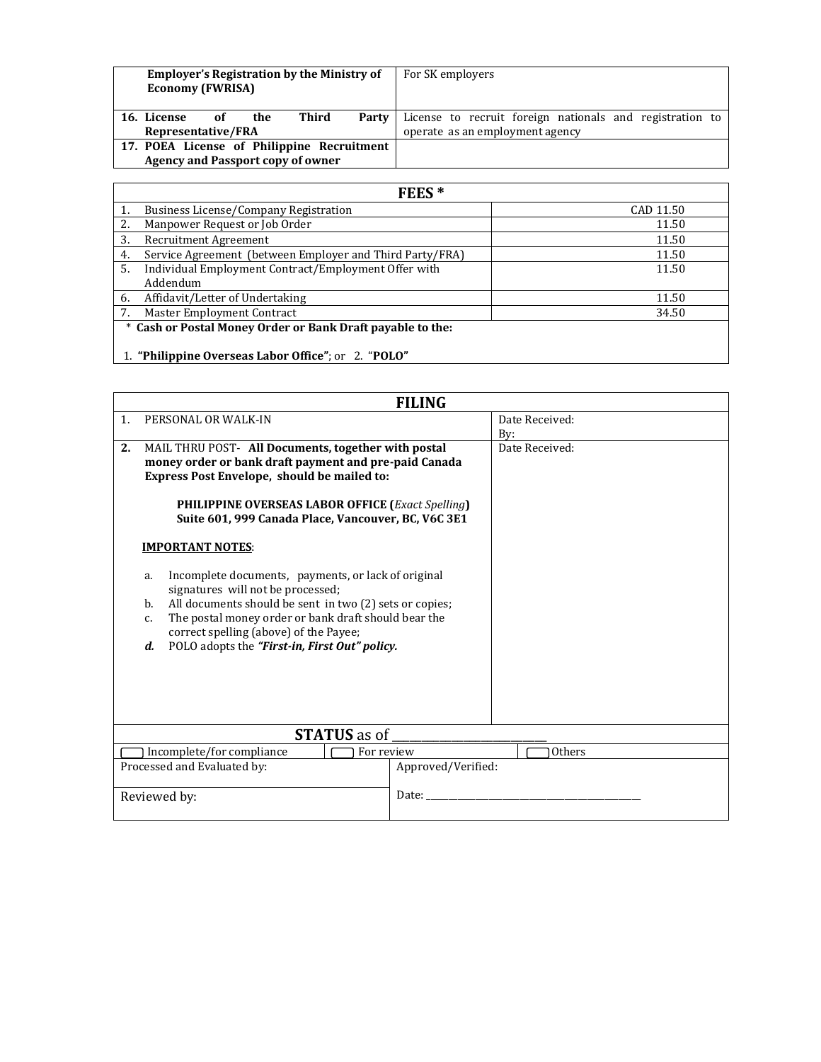| | |
|---|---|
| **Employer's Registration by the Ministry of Economy (FWRISA)** | For SK employers |
| **16. License of the Third Party Representative/FRA** | License to recruit foreign nationals and registration to operate as an employment agency |
| **17. POEA License of Philippine Recruitment Agency and Passport copy of owner** | |

| **FEES \*** | |
|---|---|
| 1. Business License/Company Registration | CAD 11.50 |
| 2. Manpower Request or Job Order | 11.50 |
| 3. Recruitment Agreement | 11.50 |
| 4. Service Agreement (between Employer and Third Party/FRA) | 11.50 |
| 5. Individual Employment Contract/Employment Offer with Addendum | 11.50 |
| 6. Affidavit/Letter of Undertaking | 11.50 |
| 7. Master Employment Contract | 34.50 |

\* **Cash or Postal Money Order or Bank Draft payable to the:**

1. **"Philippine Overseas Labor Office"**; or 2. "**POLO"**

| **FILING** | |
|---|---|
| 1. PERSONAL OR WALK-IN | Date Received:<br>By: |
| **2.** MAIL THRU POST- **All Documents, together with postal money order or bank draft payment and pre-paid Canada Express Post Envelope, should be mailed to:**<br><br>**PHILIPPINE OVERSEAS LABOR OFFICE (***Exact Spelling***)**<br>**Suite 601, 999 Canada Place, Vancouver, BC, V6C 3E1**<br><br>**IMPORTANT NOTES**:<br><br>a. Incomplete documents, payments, or lack of original signatures will not be processed;<br>b. All documents should be sent in two (2) sets or copies;<br>c. The postal money order or bank draft should bear the correct spelling (above) of the Payee;<br>***d.*** POLO adopts the ***"First-in, First Out" policy.*** | Date Received: |

**STATUS** as of ____________________

| | | |
|---|---|---|
| ☐ Incomplete/for compliance | ☐ For review | ☐ Others |

| | |
|---|---|
| Processed and Evaluated by: | Approved/Verified: |
| Reviewed by: | Date: ______________________________ |